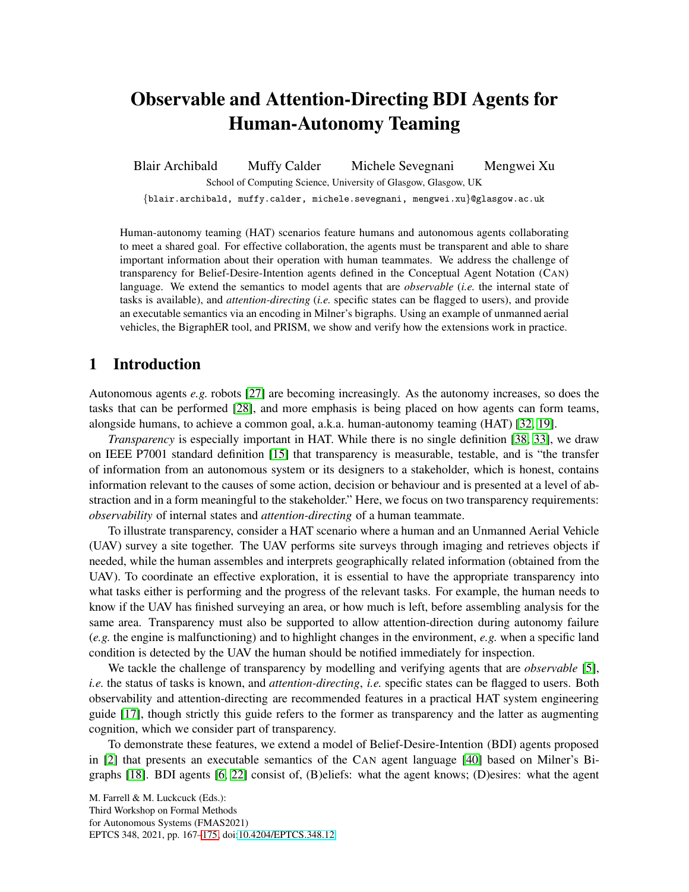# Observable and Attention-Directing BDI Agents for Human-Autonomy Teaming

Blair Archibald    Muffy Calder    Michele Sevegnani    Mengwei Xu

School of Computing Science, University of Glasgow, Glasgow, UK

{blair.archibald, muffy.calder, michele.sevegnani, mengwei.xu}@glasgow.ac.uk

Human-autonomy teaming (HAT) scenarios feature humans and autonomous agents collaborating to meet a shared goal. For effective collaboration, the agents must be transparent and able to share important information about their operation with human teammates. We address the challenge of transparency for Belief-Desire-Intention agents defined in the Conceptual Agent Notation (CAN) language. We extend the semantics to model agents that are *observable* (*i.e.* the internal state of tasks is available), and *attention-directing* (*i.e.* specific states can be flagged to users), and provide an executable semantics via an encoding in Milner's bigraphs. Using an example of unmanned aerial vehicles, the BigraphER tool, and PRISM, we show and verify how the extensions work in practice.

## 1 Introduction

Autonomous agents *e.g.* robots [27] are becoming increasingly. As the autonomy increases, so does the tasks that can be performed [28], and more emphasis is being placed on how agents can form teams, alongside humans, to achieve a common goal, a.k.a. human-autonomy teaming (HAT) [32, 19].

*Transparency* is especially important in HAT. While there is no single definition [38, 33], we draw on IEEE P7001 standard definition [15] that transparency is measurable, testable, and is "the transfer of information from an autonomous system or its designers to a stakeholder, which is honest, contains information relevant to the causes of some action, decision or behaviour and is presented at a level of abstraction and in a form meaningful to the stakeholder." Here, we focus on two transparency requirements: *observability* of internal states and *attention-directing* of a human teammate.

To illustrate transparency, consider a HAT scenario where a human and an Unmanned Aerial Vehicle (UAV) survey a site together. The UAV performs site surveys through imaging and retrieves objects if needed, while the human assembles and interprets geographically related information (obtained from the UAV). To coordinate an effective exploration, it is essential to have the appropriate transparency into what tasks either is performing and the progress of the relevant tasks. For example, the human needs to know if the UAV has finished surveying an area, or how much is left, before assembling analysis for the same area. Transparency must also be supported to allow attention-direction during autonomy failure (*e.g.* the engine is malfunctioning) and to highlight changes in the environment, *e.g.* when a specific land condition is detected by the UAV the human should be notified immediately for inspection.

We tackle the challenge of transparency by modelling and verifying agents that are *observable* [5], *i.e.* the status of tasks is known, and *attention-directing*, *i.e.* specific states can be flagged to users. Both observability and attention-directing are recommended features in a practical HAT system engineering guide [17], though strictly this guide refers to the former as transparency and the latter as augmenting cognition, which we consider part of transparency.

To demonstrate these features, we extend a model of Belief-Desire-Intention (BDI) agents proposed in [2] that presents an executable semantics of the CAN agent language [40] based on Milner's Bigraphs [18]. BDI agents [6, 22] consist of, (B)eliefs: what the agent knows; (D)esires: what the agent

M. Farrell & M. Luckcuck (Eds.):
Third Workshop on Formal Methods
for Autonomous Systems (FMAS2021)
EPTCS 348, 2021, pp. 167–175, doi:10.4204/EPTCS.348.12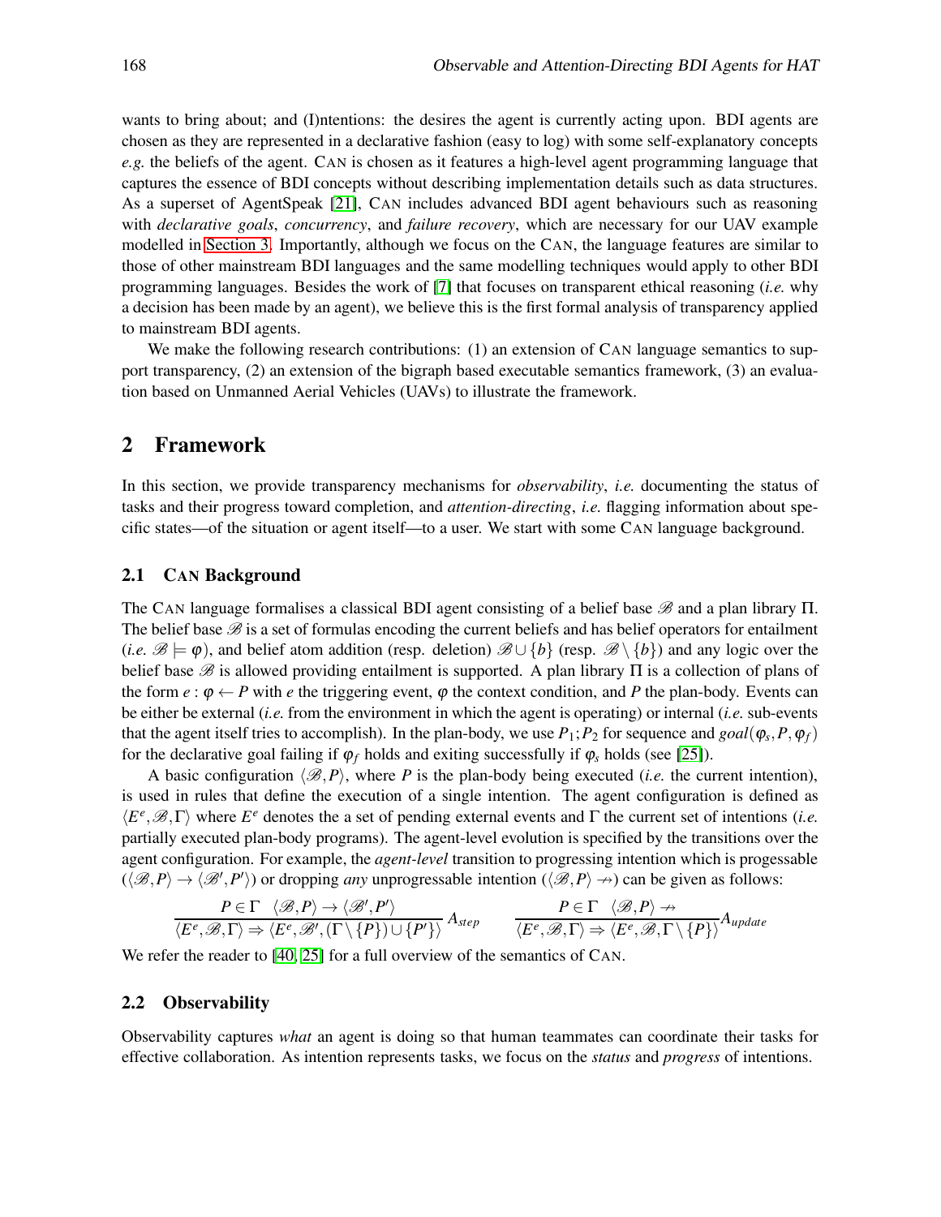wants to bring about; and (I)ntentions: the desires the agent is currently acting upon. BDI agents are chosen as they are represented in a declarative fashion (easy to log) with some self-explanatory concepts *e.g.* the beliefs of the agent. CAN is chosen as it features a high-level agent programming language that captures the essence of BDI concepts without describing implementation details such as data structures. As a superset of AgentSpeak [21], CAN includes advanced BDI agent behaviours such as reasoning with *declarative goals*, *concurrency*, and *failure recovery*, which are necessary for our UAV example modelled in Section 3. Importantly, although we focus on the CAN, the language features are similar to those of other mainstream BDI languages and the same modelling techniques would apply to other BDI programming languages. Besides the work of [7] that focuses on transparent ethical reasoning (*i.e.* why a decision has been made by an agent), we believe this is the first formal analysis of transparency applied to mainstream BDI agents.

We make the following research contributions: (1) an extension of CAN language semantics to support transparency, (2) an extension of the bigraph based executable semantics framework, (3) an evaluation based on Unmanned Aerial Vehicles (UAVs) to illustrate the framework.

## 2 Framework

In this section, we provide transparency mechanisms for *observability*, *i.e.* documenting the status of tasks and their progress toward completion, and *attention-directing*, *i.e.* flagging information about specific states—of the situation or agent itself—to a user. We start with some CAN language background.

### 2.1 CAN Background

The CAN language formalises a classical BDI agent consisting of a belief base $\mathscr{B}$ and a plan library $\Pi$. The belief base $\mathscr{B}$ is a set of formulas encoding the current beliefs and has belief operators for entailment (*i.e.* $\mathscr{B} \models \varphi$), and belief atom addition (resp. deletion) $\mathscr{B} \cup \{b\}$ (resp. $\mathscr{B} \setminus \{b\}$) and any logic over the belief base $\mathscr{B}$ is allowed providing entailment is supported. A plan library $\Pi$ is a collection of plans of the form $e : \varphi \leftarrow P$ with $e$ the triggering event, $\varphi$ the context condition, and $P$ the plan-body. Events can be either be external (*i.e.* from the environment in which the agent is operating) or internal (*i.e.* sub-events that the agent itself tries to accomplish). In the plan-body, we use $P_1;P_2$ for sequence and $goal(\varphi_s, P, \varphi_f)$ for the declarative goal failing if $\varphi_f$ holds and exiting successfully if $\varphi_s$ holds (see [25]).

A basic configuration $\langle \mathscr{B}, P \rangle$, where $P$ is the plan-body being executed (*i.e.* the current intention), is used in rules that define the execution of a single intention. The agent configuration is defined as $\langle E^e, \mathscr{B}, \Gamma \rangle$ where $E^e$ denotes the a set of pending external events and $\Gamma$ the current set of intentions (*i.e.* partially executed plan-body programs). The agent-level evolution is specified by the transitions over the agent configuration. For example, the *agent-level* transition to progressing intention which is progessable ($\langle \mathscr{B}, P \rangle \rightarrow \langle \mathscr{B}', P' \rangle$) or dropping *any* unprogressable intention ($\langle \mathscr{B}, P \rangle \nrightarrow$) can be given as follows:

$$\frac{P \in \Gamma \quad \langle \mathscr{B}, P \rangle \rightarrow \langle \mathscr{B}', P' \rangle}{\langle E^e, \mathscr{B}, \Gamma \rangle \Rightarrow \langle E^e, \mathscr{B}', (\Gamma \setminus \{P\}) \cup \{P'\} \rangle} A_{step} \qquad \frac{P \in \Gamma \quad \langle \mathscr{B}, P \rangle \nrightarrow}{\langle E^e, \mathscr{B}, \Gamma \rangle \Rightarrow \langle E^e, \mathscr{B}, \Gamma \setminus \{P\} \rangle} A_{update}$$

We refer the reader to [40, 25] for a full overview of the semantics of CAN.

### 2.2 Observability

Observability captures *what* an agent is doing so that human teammates can coordinate their tasks for effective collaboration. As intention represents tasks, we focus on the *status* and *progress* of intentions.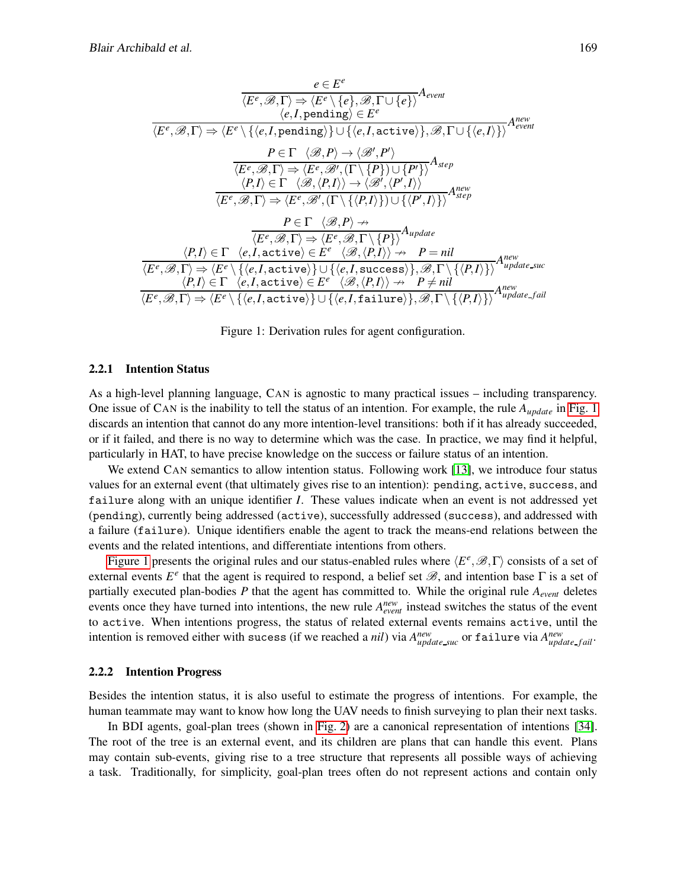$$\frac{e \in E^e}{\langle E^e, \mathcal{B}, \Gamma\rangle \Rightarrow \langle E^e \setminus \{e\}, \mathcal{B}, \Gamma \cup \{e\}\rangle} A_{event}$$

$$\frac{\langle e, I, \texttt{pending}\rangle \in E^e}{\langle E^e, \mathcal{B}, \Gamma\rangle \Rightarrow \langle E^e \setminus \{\langle e, I, \texttt{pending}\rangle\} \cup \{\langle e, I, \texttt{active}\rangle\}, \mathcal{B}, \Gamma \cup \{\langle e, I\rangle\}\rangle} A^{new}_{event}$$

$$\frac{P \in \Gamma \quad \langle \mathcal{B}, P\rangle \rightarrow \langle \mathcal{B}', P'\rangle}{\langle E^e, \mathcal{B}, \Gamma\rangle \Rightarrow \langle E^e, \mathcal{B}', (\Gamma \setminus \{P\}) \cup \{P'\}\rangle} A_{step}$$

$$\frac{\langle P, I\rangle \in \Gamma \quad \langle \mathcal{B}, \langle P, I\rangle\rangle \rightarrow \langle \mathcal{B}', \langle P', I\rangle\rangle}{\langle E^e, \mathcal{B}, \Gamma\rangle \Rightarrow \langle E^e, \mathcal{B}', (\Gamma \setminus \{\langle P, I\rangle\}) \cup \{\langle P', I\rangle\}\rangle} A^{new}_{step}$$

$$\frac{P \in \Gamma \quad \langle \mathcal{B}, P\rangle \nrightarrow}{\langle E^e, \mathcal{B}, \Gamma\rangle \Rightarrow \langle E^e, \mathcal{B}, \Gamma \setminus \{P\}\rangle} A_{update}$$

$$\frac{\langle P, I\rangle \in \Gamma \quad \langle e, I, \texttt{active}\rangle \in E^e \quad \langle \mathcal{B}, \langle P, I\rangle\rangle \nrightarrow \quad P = nil}{\langle E^e, \mathcal{B}, \Gamma\rangle \Rightarrow \langle E^e \setminus \{\langle e, I, \texttt{active}\rangle\} \cup \{\langle e, I, \texttt{success}\rangle\}, \mathcal{B}, \Gamma \setminus \{\langle P, I\rangle\}\rangle} A^{new}_{update\_suc}$$

$$\frac{\langle P, I\rangle \in \Gamma \quad \langle e, I, \texttt{active}\rangle \in E^e \quad \langle \mathcal{B}, \langle P, I\rangle\rangle \nrightarrow \quad P \neq nil}{\langle E^e, \mathcal{B}, \Gamma\rangle \Rightarrow \langle E^e \setminus \{\langle e, I, \texttt{active}\rangle\} \cup \{\langle e, I, \texttt{failure}\rangle\}, \mathcal{B}, \Gamma \setminus \{\langle P, I\rangle\}\rangle} A^{new}_{update\_fail}$$

Figure 1: Derivation rules for agent configuration.

### 2.2.1 Intention Status

As a high-level planning language, CAN is agnostic to many practical issues – including transparency. One issue of CAN is the inability to tell the status of an intention. For example, the rule $A_{update}$ in Fig. 1 discards an intention that cannot do any more intention-level transitions: both if it has already succeeded, or if it failed, and there is no way to determine which was the case. In practice, we may find it helpful, particularly in HAT, to have precise knowledge on the success or failure status of an intention.

We extend CAN semantics to allow intention status. Following work [13], we introduce four status values for an external event (that ultimately gives rise to an intention): `pending`, `active`, `success`, and `failure` along with an unique identifier $I$. These values indicate when an event is not addressed yet (`pending`), currently being addressed (`active`), successfully addressed (`success`), and addressed with a failure (`failure`). Unique identifiers enable the agent to track the means-end relations between the events and the related intentions, and differentiate intentions from others.

Figure 1 presents the original rules and our status-enabled rules where $\langle E^e, \mathcal{B}, \Gamma\rangle$ consists of a set of external events $E^e$ that the agent is required to respond, a belief set $\mathcal{B}$, and intention base $\Gamma$ is a set of partially executed plan-bodies $P$ that the agent has committed to. While the original rule $A_{event}$ deletes events once they have turned into intentions, the new rule $A^{new}_{event}$ instead switches the status of the event to `active`. When intentions progress, the status of related external events remains `active`, until the intention is removed either with `sucess` (if we reached a *nil*) via $A^{new}_{update\_suc}$ or `failure` via $A^{new}_{update\_fail}$.

### 2.2.2 Intention Progress

Besides the intention status, it is also useful to estimate the progress of intentions. For example, the human teammate may want to know how long the UAV needs to finish surveying to plan their next tasks.

In BDI agents, goal-plan trees (shown in Fig. 2) are a canonical representation of intentions [34]. The root of the tree is an external event, and its children are plans that can handle this event. Plans may contain sub-events, giving rise to a tree structure that represents all possible ways of achieving a task. Traditionally, for simplicity, goal-plan trees often do not represent actions and contain only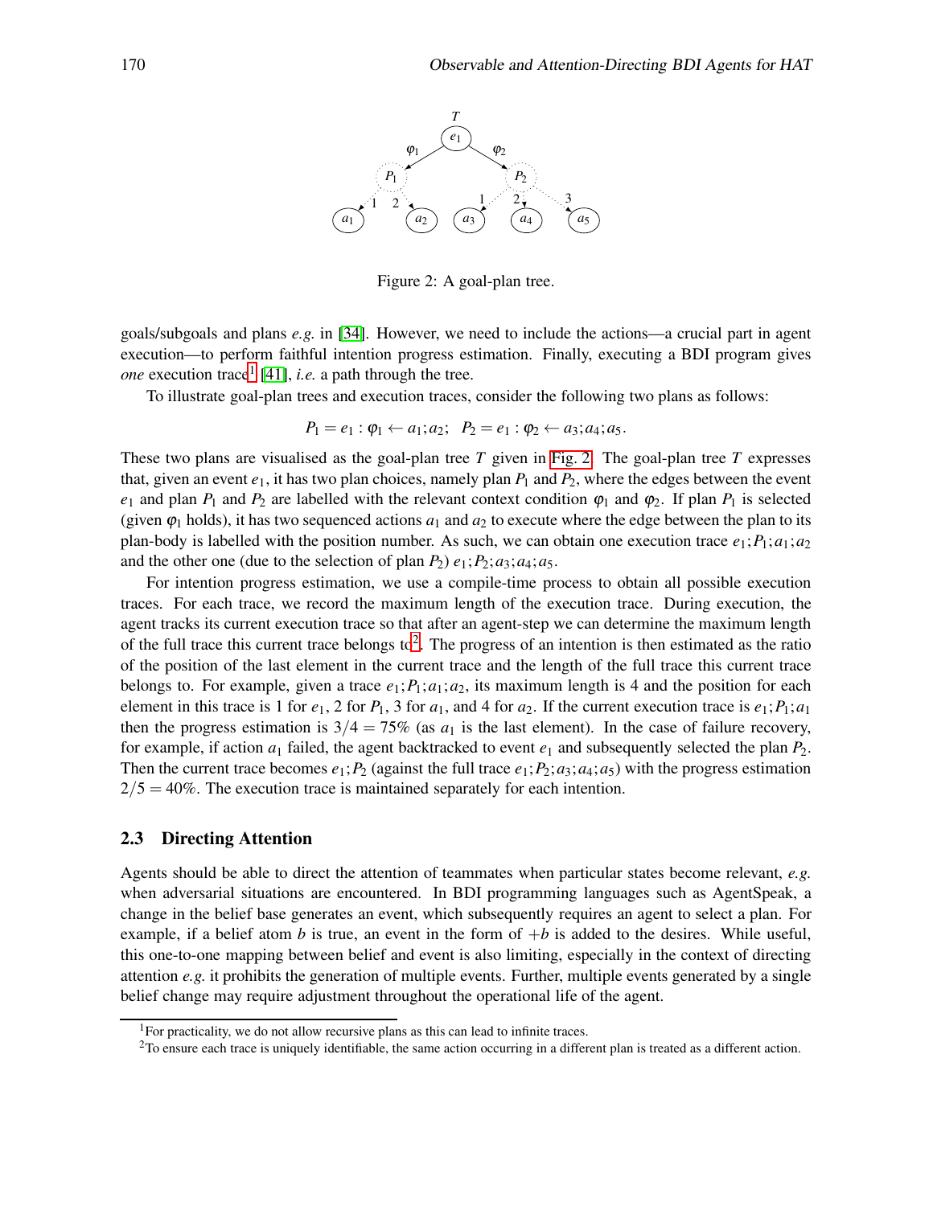Figure 2: A goal-plan tree.

goals/subgoals and plans *e.g.* in [34]. However, we need to include the actions—a crucial part in agent execution—to perform faithful intention progress estimation. Finally, executing a BDI program gives *one* execution trace[1] [41], *i.e.* a path through the tree.

To illustrate goal-plan trees and execution traces, consider the following two plans as follows:

$$P_1 = e_1 : \varphi_1 \leftarrow a_1; a_2; \quad P_2 = e_1 : \varphi_2 \leftarrow a_3; a_4; a_5.$$

These two plans are visualised as the goal-plan tree $T$ given in Fig. 2. The goal-plan tree $T$ expresses that, given an event $e_1$, it has two plan choices, namely plan $P_1$ and $P_2$, where the edges between the event $e_1$ and plan $P_1$ and $P_2$ are labelled with the relevant context condition $\varphi_1$ and $\varphi_2$. If plan $P_1$ is selected (given $\varphi_1$ holds), it has two sequenced actions $a_1$ and $a_2$ to execute where the edge between the plan to its plan-body is labelled with the position number. As such, we can obtain one execution trace $e_1; P_1; a_1; a_2$ and the other one (due to the selection of plan $P_2$) $e_1; P_2; a_3; a_4; a_5$.

For intention progress estimation, we use a compile-time process to obtain all possible execution traces. For each trace, we record the maximum length of the execution trace. During execution, the agent tracks its current execution trace so that after an agent-step we can determine the maximum length of the full trace this current trace belongs to[2]. The progress of an intention is then estimated as the ratio of the position of the last element in the current trace and the length of the full trace this current trace belongs to. For example, given a trace $e_1; P_1; a_1; a_2$, its maximum length is 4 and the position for each element in this trace is 1 for $e_1$, 2 for $P_1$, 3 for $a_1$, and 4 for $a_2$. If the current execution trace is $e_1; P_1; a_1$ then the progress estimation is $3/4 = 75\%$ (as $a_1$ is the last element). In the case of failure recovery, for example, if action $a_1$ failed, the agent backtracked to event $e_1$ and subsequently selected the plan $P_2$. Then the current trace becomes $e_1; P_2$ (against the full trace $e_1; P_2; a_3; a_4; a_5$) with the progress estimation $2/5 = 40\%$. The execution trace is maintained separately for each intention.

### 2.3 Directing Attention

Agents should be able to direct the attention of teammates when particular states become relevant, *e.g.* when adversarial situations are encountered. In BDI programming languages such as AgentSpeak, a change in the belief base generates an event, which subsequently requires an agent to select a plan. For example, if a belief atom $b$ is true, an event in the form of $+b$ is added to the desires. While useful, this one-to-one mapping between belief and event is also limiting, especially in the context of directing attention *e.g.* it prohibits the generation of multiple events. Further, multiple events generated by a single belief change may require adjustment throughout the operational life of the agent.

[1] For practicality, we do not allow recursive plans as this can lead to infinite traces.

[2] To ensure each trace is uniquely identifiable, the same action occurring in a different plan is treated as a different action.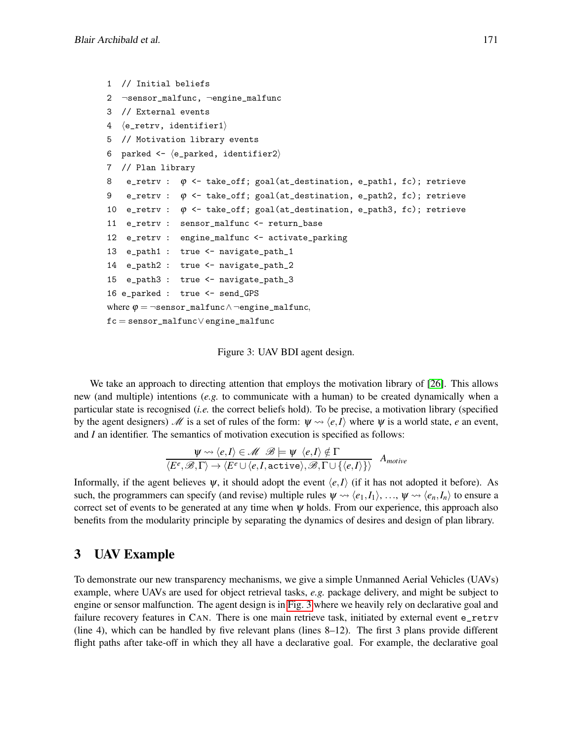```
1  // Initial beliefs
2  ¬sensor_malfunc, ¬engine_malfunc
3  // External events
4  ⟨e_retrv, identifier1⟩
5  // Motivation library events
6  parked <- ⟨e_parked, identifier2⟩
7  // Plan library
8   e_retrv :  φ <- take_off; goal(at_destination, e_path1, fc); retrieve
9   e_retrv :  φ <- take_off; goal(at_destination, e_path2, fc); retrieve
10  e_retrv :  φ <- take_off; goal(at_destination, e_path3, fc); retrieve
11  e_retrv :  sensor_malfunc <- return_base
12  e_retrv :  engine_malfunc <- activate_parking
13  e_path1 :  true <- navigate_path_1
14  e_path2 :  true <- navigate_path_2
15  e_path3 :  true <- navigate_path_3
16 e_parked :  true <- send_GPS
```

where $\varphi = \neg$`sensor_malfunc` $\wedge \neg$`engine_malfunc`,
fc $=$ `sensor_malfunc` $\vee$ `engine_malfunc`

Figure 3: UAV BDI agent design.

We take an approach to directing attention that employs the motivation library of [26]. This allows new (and multiple) intentions (*e.g.* to communicate with a human) to be created dynamically when a particular state is recognised (*i.e.* the correct beliefs hold). To be precise, a motivation library (specified by the agent designers) $\mathscr{M}$ is a set of rules of the form: $\psi \rightsquigarrow \langle e, I \rangle$ where $\psi$ is a world state, $e$ an event, and $I$ an identifier. The semantics of motivation execution is specified as follows:

$$\frac{\psi \rightsquigarrow \langle e, I \rangle \in \mathscr{M} \quad \mathscr{B} \models \psi \quad \langle e, I \rangle \notin \Gamma}{\langle E^e, \mathscr{B}, \Gamma \rangle \rightarrow \langle E^e \cup \langle e, I, \texttt{active} \rangle, \mathscr{B}, \Gamma \cup \{\langle e, I \rangle\} \rangle} \quad A_{motive}$$

Informally, if the agent believes $\psi$, it should adopt the event $\langle e, I \rangle$ (if it has not adopted it before). As such, the programmers can specify (and revise) multiple rules $\psi \rightsquigarrow \langle e_1, I_1 \rangle$, ..., $\psi \rightsquigarrow \langle e_n, I_n \rangle$ to ensure a correct set of events to be generated at any time when $\psi$ holds. From our experience, this approach also benefits from the modularity principle by separating the dynamics of desires and design of plan library.

## 3 UAV Example

To demonstrate our new transparency mechanisms, we give a simple Unmanned Aerial Vehicles (UAVs) example, where UAVs are used for object retrieval tasks, *e.g.* package delivery, and might be subject to engine or sensor malfunction. The agent design is in Fig. 3 where we heavily rely on declarative goal and failure recovery features in CAN. There is one main retrieve task, initiated by external event `e_retrv` (line 4), which can be handled by five relevant plans (lines 8–12). The first 3 plans provide different flight paths after take-off in which they all have a declarative goal. For example, the declarative goal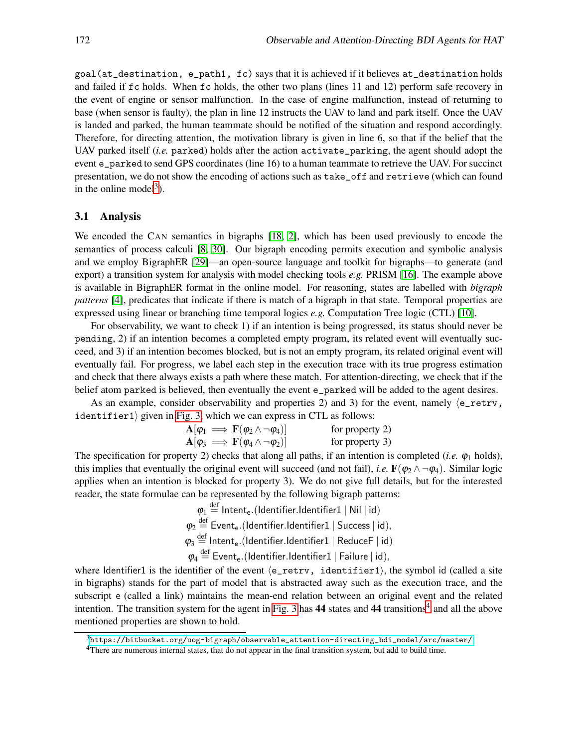goal(at_destination, e_path1, fc) says that it is achieved if it believes at_destination holds and failed if fc holds. When fc holds, the other two plans (lines 11 and 12) perform safe recovery in the event of engine or sensor malfunction. In the case of engine malfunction, instead of returning to base (when sensor is faulty), the plan in line 12 instructs the UAV to land and park itself. Once the UAV is landed and parked, the human teammate should be notified of the situation and respond accordingly. Therefore, for directing attention, the motivation library is given in line 6, so that if the belief that the UAV parked itself (*i.e.* parked) holds after the action activate_parking, the agent should adopt the event e_parked to send GPS coordinates (line 16) to a human teammate to retrieve the UAV. For succinct presentation, we do not show the encoding of actions such as take_off and retrieve (which can found in the online model[3]).

## 3.1 Analysis

We encoded the CAN semantics in bigraphs [18, 2], which has been used previously to encode the semantics of process calculi [8, 30]. Our bigraph encoding permits execution and symbolic analysis and we employ BigraphER [29]—an open-source language and toolkit for bigraphs—to generate (and export) a transition system for analysis with model checking tools *e.g.* PRISM [16]. The example above is available in BigraphER format in the online model. For reasoning, states are labelled with *bigraph patterns* [4], predicates that indicate if there is match of a bigraph in that state. Temporal properties are expressed using linear or branching time temporal logics *e.g.* Computation Tree logic (CTL) [10].

For observability, we want to check 1) if an intention is being progressed, its status should never be pending, 2) if an intention becomes a completed empty program, its related event will eventually succeed, and 3) if an intention becomes blocked, but is not an empty program, its related original event will eventually fail. For progress, we label each step in the execution trace with its true progress estimation and check that there always exists a path where these match. For attention-directing, we check that if the belief atom parked is believed, then eventually the event e_parked will be added to the agent desires.

As an example, consider observability and properties 2) and 3) for the event, namely $\langle$e_retrv, identifier1$\rangle$ given in Fig. 3, which we can express in CTL as follows:

$$\mathbf{A}[\varphi_1 \implies \mathbf{F}(\varphi_2 \wedge \neg\varphi_4)] \qquad \text{for property 2)}$$
$$\mathbf{A}[\varphi_3 \implies \mathbf{F}(\varphi_4 \wedge \neg\varphi_2)] \qquad \text{for property 3)}$$

The specification for property 2) checks that along all paths, if an intention is completed (*i.e.* $\varphi_1$ holds), this implies that eventually the original event will succeed (and not fail), *i.e.* $\mathbf{F}(\varphi_2 \wedge \neg\varphi_4)$. Similar logic applies when an intention is blocked for property 3). We do not give full details, but for the interested reader, the state formulae can be represented by the following bigraph patterns:

$$\varphi_1 \stackrel{\text{def}}{=} \mathsf{Intent_e}.(\mathsf{Identifier.Identifier1} \mid \mathsf{Nil} \mid \mathsf{id})$$
$$\varphi_2 \stackrel{\text{def}}{=} \mathsf{Event_e}.(\mathsf{Identifier.Identifier1} \mid \mathsf{Success} \mid \mathsf{id}),$$
$$\varphi_3 \stackrel{\text{def}}{=} \mathsf{Intent_e}.(\mathsf{Identifier.Identifier1} \mid \mathsf{ReduceF} \mid \mathsf{id})$$
$$\varphi_4 \stackrel{\text{def}}{=} \mathsf{Event_e}.(\mathsf{Identifier.Identifier1} \mid \mathsf{Failure} \mid \mathsf{id}),$$

where Identifier1 is the identifier of the event $\langle$e_retrv, identifier1$\rangle$, the symbol id (called a site in bigraphs) stands for the part of model that is abstracted away such as the execution trace, and the subscript e (called a link) maintains the mean-end relation between an original event and the related intention. The transition system for the agent in Fig. 3 has **44** states and **44** transitions[4] and all the above mentioned properties are shown to hold.

[3] https://bitbucket.org/uog-bigraph/observable_attention-directing_bdi_model/src/master/

[4] There are numerous internal states, that do not appear in the final transition system, but add to build time.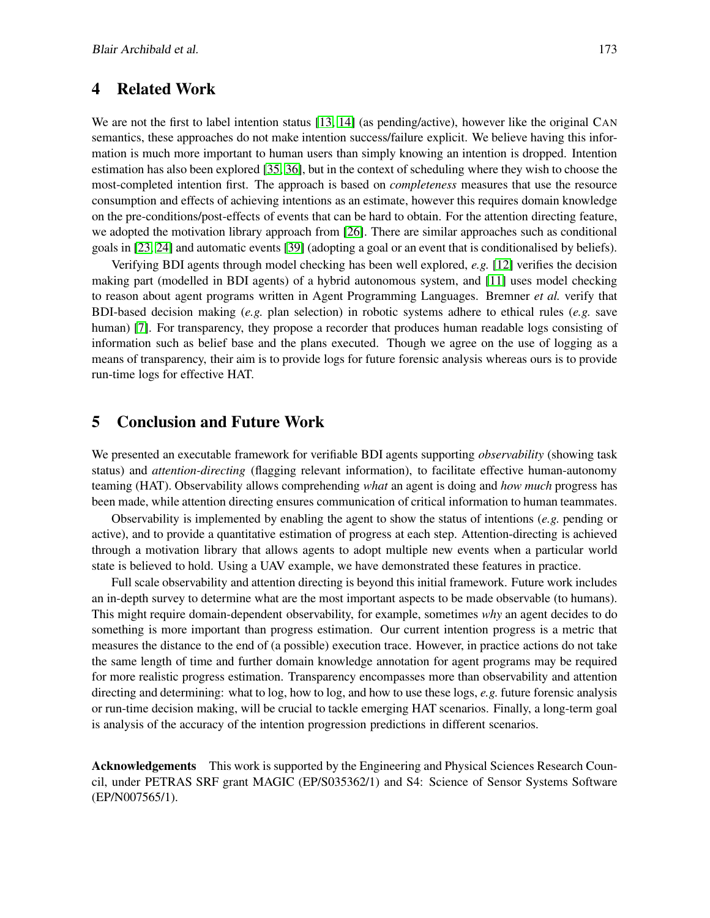## 4 Related Work

We are not the first to label intention status [13, 14] (as pending/active), however like the original CAN semantics, these approaches do not make intention success/failure explicit. We believe having this information is much more important to human users than simply knowing an intention is dropped. Intention estimation has also been explored [35, 36], but in the context of scheduling where they wish to choose the most-completed intention first. The approach is based on *completeness* measures that use the resource consumption and effects of achieving intentions as an estimate, however this requires domain knowledge on the pre-conditions/post-effects of events that can be hard to obtain. For the attention directing feature, we adopted the motivation library approach from [26]. There are similar approaches such as conditional goals in [23, 24] and automatic events [39] (adopting a goal or an event that is conditionalised by beliefs).

Verifying BDI agents through model checking has been well explored, *e.g.* [12] verifies the decision making part (modelled in BDI agents) of a hybrid autonomous system, and [11] uses model checking to reason about agent programs written in Agent Programming Languages. Bremner *et al.* verify that BDI-based decision making (*e.g.* plan selection) in robotic systems adhere to ethical rules (*e.g.* save human) [7]. For transparency, they propose a recorder that produces human readable logs consisting of information such as belief base and the plans executed. Though we agree on the use of logging as a means of transparency, their aim is to provide logs for future forensic analysis whereas ours is to provide run-time logs for effective HAT.

## 5 Conclusion and Future Work

We presented an executable framework for verifiable BDI agents supporting *observability* (showing task status) and *attention-directing* (flagging relevant information), to facilitate effective human-autonomy teaming (HAT). Observability allows comprehending *what* an agent is doing and *how much* progress has been made, while attention directing ensures communication of critical information to human teammates.

Observability is implemented by enabling the agent to show the status of intentions (*e.g.* pending or active), and to provide a quantitative estimation of progress at each step. Attention-directing is achieved through a motivation library that allows agents to adopt multiple new events when a particular world state is believed to hold. Using a UAV example, we have demonstrated these features in practice.

Full scale observability and attention directing is beyond this initial framework. Future work includes an in-depth survey to determine what are the most important aspects to be made observable (to humans). This might require domain-dependent observability, for example, sometimes *why* an agent decides to do something is more important than progress estimation. Our current intention progress is a metric that measures the distance to the end of (a possible) execution trace. However, in practice actions do not take the same length of time and further domain knowledge annotation for agent programs may be required for more realistic progress estimation. Transparency encompasses more than observability and attention directing and determining: what to log, how to log, and how to use these logs, *e.g.* future forensic analysis or run-time decision making, will be crucial to tackle emerging HAT scenarios. Finally, a long-term goal is analysis of the accuracy of the intention progression predictions in different scenarios.

**Acknowledgements** This work is supported by the Engineering and Physical Sciences Research Council, under PETRAS SRF grant MAGIC (EP/S035362/1) and S4: Science of Sensor Systems Software (EP/N007565/1).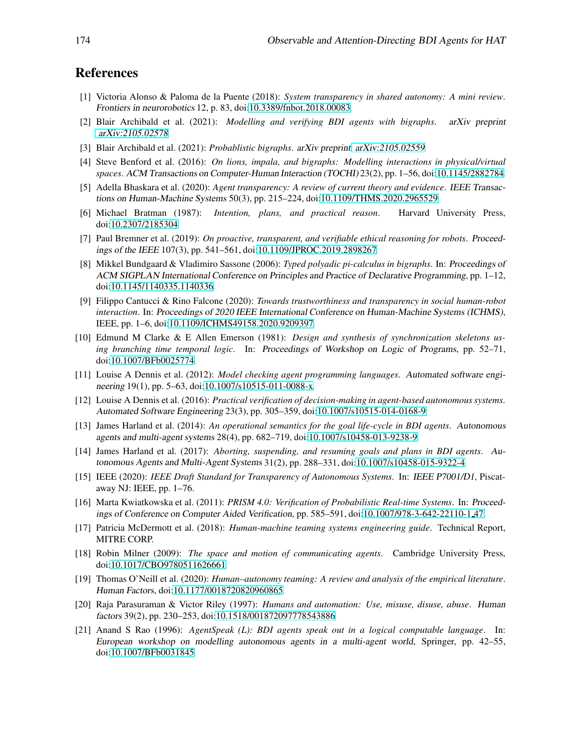## References

[1] Victoria Alonso & Paloma de la Puente (2018): *System transparency in shared autonomy: A mini review*. Frontiers in neurorobotics 12, p. 83, doi:10.3389/fnbot.2018.00083.

[2] Blair Archibald et al. (2021): *Modelling and verifying BDI agents with bigraphs*. arXiv preprint arXiv:2105.02578.

[3] Blair Archibald et al. (2021): *Probablistic bigraphs*. arXiv preprint arXiv:2105.02559.

[4] Steve Benford et al. (2016): *On lions, impala, and bigraphs: Modelling interactions in physical/virtual spaces*. ACM Transactions on Computer-Human Interaction (TOCHI) 23(2), pp. 1–56, doi:10.1145/2882784.

[5] Adella Bhaskara et al. (2020): *Agent transparency: A review of current theory and evidence*. IEEE Transactions on Human-Machine Systems 50(3), pp. 215–224, doi:10.1109/THMS.2020.2965529.

[6] Michael Bratman (1987): *Intention, plans, and practical reason*. Harvard University Press, doi:10.2307/2185304.

[7] Paul Bremner et al. (2019): *On proactive, transparent, and verifiable ethical reasoning for robots*. Proceedings of the IEEE 107(3), pp. 541–561, doi:10.1109/JPROC.2019.2898267.

[8] Mikkel Bundgaard & Vladimiro Sassone (2006): *Typed polyadic pi-calculus in bigraphs*. In: Proceedings of ACM SIGPLAN International Conference on Principles and Practice of Declarative Programming, pp. 1–12, doi:10.1145/1140335.1140336.

[9] Filippo Cantucci & Rino Falcone (2020): *Towards trustworthiness and transparency in social human-robot interaction*. In: Proceedings of 2020 IEEE International Conference on Human-Machine Systems (ICHMS), IEEE, pp. 1–6, doi:10.1109/ICHMS49158.2020.9209397.

[10] Edmund M Clarke & E Allen Emerson (1981): *Design and synthesis of synchronization skeletons using branching time temporal logic*. In: Proceedings of Workshop on Logic of Programs, pp. 52–71, doi:10.1007/BFb0025774.

[11] Louise A Dennis et al. (2012): *Model checking agent programming languages*. Automated software engineering 19(1), pp. 5–63, doi:10.1007/s10515-011-0088-x.

[12] Louise A Dennis et al. (2016): *Practical verification of decision-making in agent-based autonomous systems*. Automated Software Engineering 23(3), pp. 305–359, doi:10.1007/s10515-014-0168-9.

[13] James Harland et al. (2014): *An operational semantics for the goal life-cycle in BDI agents*. Autonomous agents and multi-agent systems 28(4), pp. 682–719, doi:10.1007/s10458-013-9238-9.

[14] James Harland et al. (2017): *Aborting, suspending, and resuming goals and plans in BDI agents*. Autonomous Agents and Multi-Agent Systems 31(2), pp. 288–331, doi:10.1007/s10458-015-9322-4.

[15] IEEE (2020): *IEEE Draft Standard for Transparency of Autonomous Systems*. In: IEEE P7001/D1, Piscataway NJ: IEEE, pp. 1–76.

[16] Marta Kwiatkowska et al. (2011): *PRISM 4.0: Verification of Probabilistic Real-time Systems*. In: Proceedings of Conference on Computer Aided Verification, pp. 585–591, doi:10.1007/978-3-642-22110-1_47.

[17] Patricia McDermott et al. (2018): *Human-machine teaming systems engineering guide*. Technical Report, MITRE CORP.

[18] Robin Milner (2009): *The space and motion of communicating agents*. Cambridge University Press, doi:10.1017/CBO9780511626661.

[19] Thomas O'Neill et al. (2020): *Human–autonomy teaming: A review and analysis of the empirical literature*. Human Factors, doi:10.1177/0018720820960865.

[20] Raja Parasuraman & Victor Riley (1997): *Humans and automation: Use, misuse, disuse, abuse*. Human factors 39(2), pp. 230–253, doi:10.1518/001872097778543886.

[21] Anand S Rao (1996): *AgentSpeak (L): BDI agents speak out in a logical computable language*. In: European workshop on modelling autonomous agents in a multi-agent world, Springer, pp. 42–55, doi:10.1007/BFb0031845.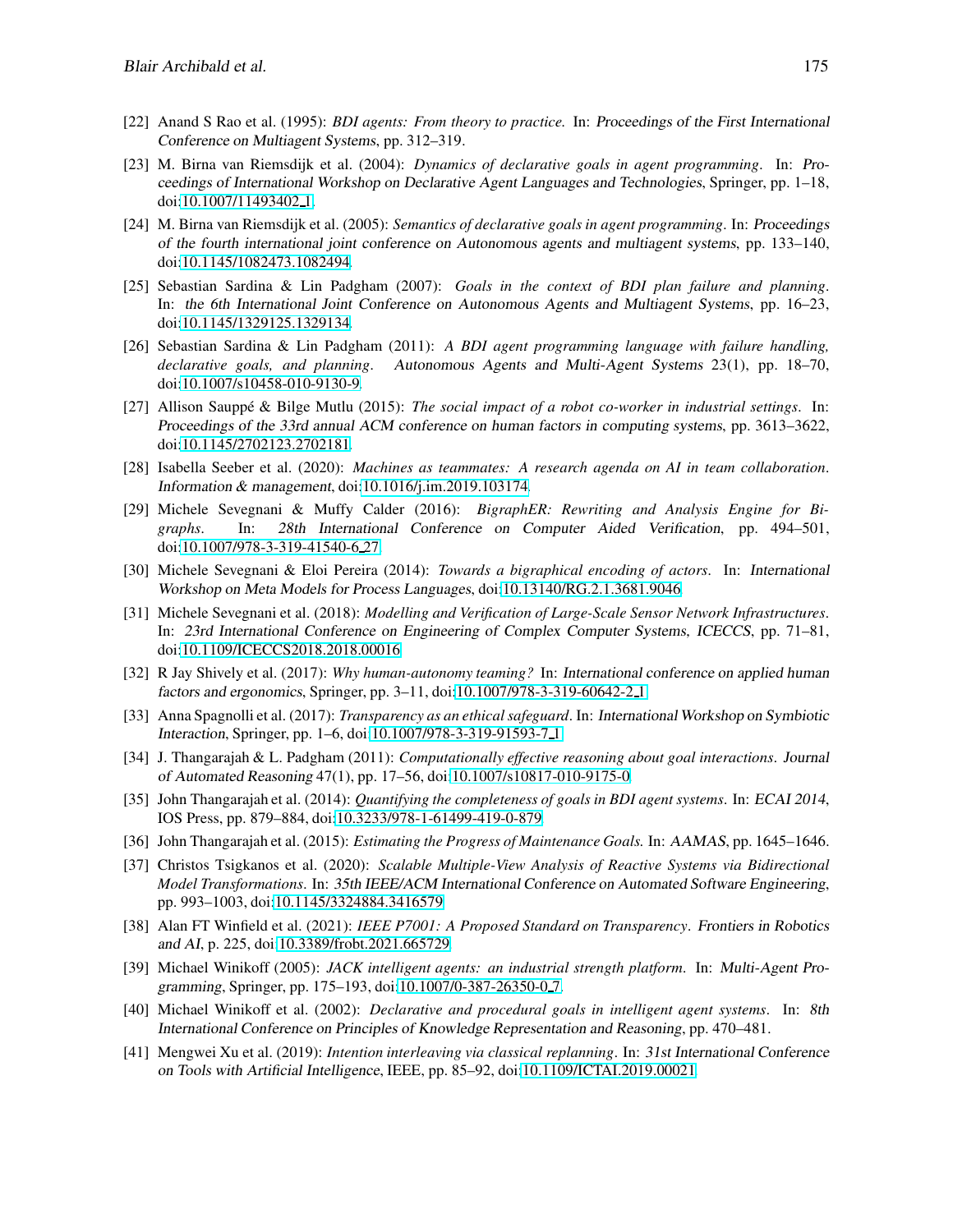[22] Anand S Rao et al. (1995): *BDI agents: From theory to practice.* In: Proceedings of the First International Conference on Multiagent Systems, pp. 312–319.

[23] M. Birna van Riemsdijk et al. (2004): *Dynamics of declarative goals in agent programming*. In: Proceedings of International Workshop on Declarative Agent Languages and Technologies, Springer, pp. 1–18, doi:10.1007/11493402_1.

[24] M. Birna van Riemsdijk et al. (2005): *Semantics of declarative goals in agent programming*. In: Proceedings of the fourth international joint conference on Autonomous agents and multiagent systems, pp. 133–140, doi:10.1145/1082473.1082494.

[25] Sebastian Sardina & Lin Padgham (2007): *Goals in the context of BDI plan failure and planning*. In: the 6th International Joint Conference on Autonomous Agents and Multiagent Systems, pp. 16–23, doi:10.1145/1329125.1329134.

[26] Sebastian Sardina & Lin Padgham (2011): *A BDI agent programming language with failure handling, declarative goals, and planning*. Autonomous Agents and Multi-Agent Systems 23(1), pp. 18–70, doi:10.1007/s10458-010-9130-9.

[27] Allison Sauppé & Bilge Mutlu (2015): *The social impact of a robot co-worker in industrial settings*. In: Proceedings of the 33rd annual ACM conference on human factors in computing systems, pp. 3613–3622, doi:10.1145/2702123.2702181.

[28] Isabella Seeber et al. (2020): *Machines as teammates: A research agenda on AI in team collaboration*. Information & management, doi:10.1016/j.im.2019.103174.

[29] Michele Sevegnani & Muffy Calder (2016): *BigraphER: Rewriting and Analysis Engine for Bigraphs*. In: 28th International Conference on Computer Aided Verification, pp. 494–501, doi:10.1007/978-3-319-41540-6_27.

[30] Michele Sevegnani & Eloi Pereira (2014): *Towards a bigraphical encoding of actors*. In: International Workshop on Meta Models for Process Languages, doi:10.13140/RG.2.1.3681.9046.

[31] Michele Sevegnani et al. (2018): *Modelling and Verification of Large-Scale Sensor Network Infrastructures*. In: 23rd International Conference on Engineering of Complex Computer Systems, ICECCS, pp. 71–81, doi:10.1109/ICECCS2018.2018.00016.

[32] R Jay Shively et al. (2017): *Why human-autonomy teaming?* In: International conference on applied human factors and ergonomics, Springer, pp. 3–11, doi:10.1007/978-3-319-60642-2_1.

[33] Anna Spagnolli et al. (2017): *Transparency as an ethical safeguard*. In: International Workshop on Symbiotic Interaction, Springer, pp. 1–6, doi:10.1007/978-3-319-91593-7_1.

[34] J. Thangarajah & L. Padgham (2011): *Computationally effective reasoning about goal interactions*. Journal of Automated Reasoning 47(1), pp. 17–56, doi:10.1007/s10817-010-9175-0.

[35] John Thangarajah et al. (2014): *Quantifying the completeness of goals in BDI agent systems*. In: ECAI 2014, IOS Press, pp. 879–884, doi:10.3233/978-1-61499-419-0-879.

[36] John Thangarajah et al. (2015): *Estimating the Progress of Maintenance Goals.* In: AAMAS, pp. 1645–1646.

[37] Christos Tsigkanos et al. (2020): *Scalable Multiple-View Analysis of Reactive Systems via Bidirectional Model Transformations*. In: 35th IEEE/ACM International Conference on Automated Software Engineering, pp. 993–1003, doi:10.1145/3324884.3416579.

[38] Alan FT Winfield et al. (2021): *IEEE P7001: A Proposed Standard on Transparency*. Frontiers in Robotics and AI, p. 225, doi:10.3389/frobt.2021.665729.

[39] Michael Winikoff (2005): *JACK intelligent agents: an industrial strength platform.* In: Multi-Agent Programming, Springer, pp. 175–193, doi:10.1007/0-387-26350-0_7.

[40] Michael Winikoff et al. (2002): *Declarative and procedural goals in intelligent agent systems*. In: 8th International Conference on Principles of Knowledge Representation and Reasoning, pp. 470–481.

[41] Mengwei Xu et al. (2019): *Intention interleaving via classical replanning*. In: 31st International Conference on Tools with Artificial Intelligence, IEEE, pp. 85–92, doi:10.1109/ICTAI.2019.00021.